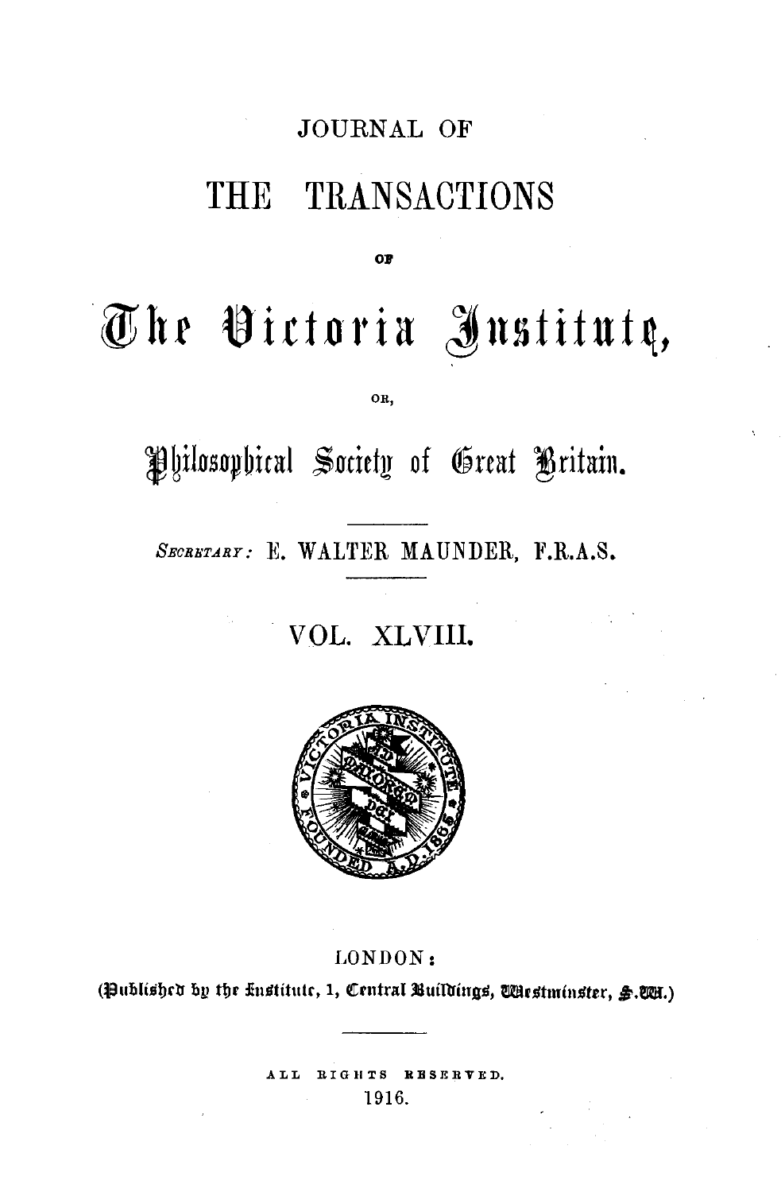# JOURNAL OF

# THE TRANSACTIONS

OF

# The Victoria Institute,

OR,

## Philosophical Society of Great Britain.

*SECRETARY:* E. WALTER MAUNDER, F.R.A.S.

VOL. XLVIII.

LONDON:

(Published by the Institute, 1, Central Buildings, Westminster, S.W.)

ALL RIGHTS RESERVED.

1916.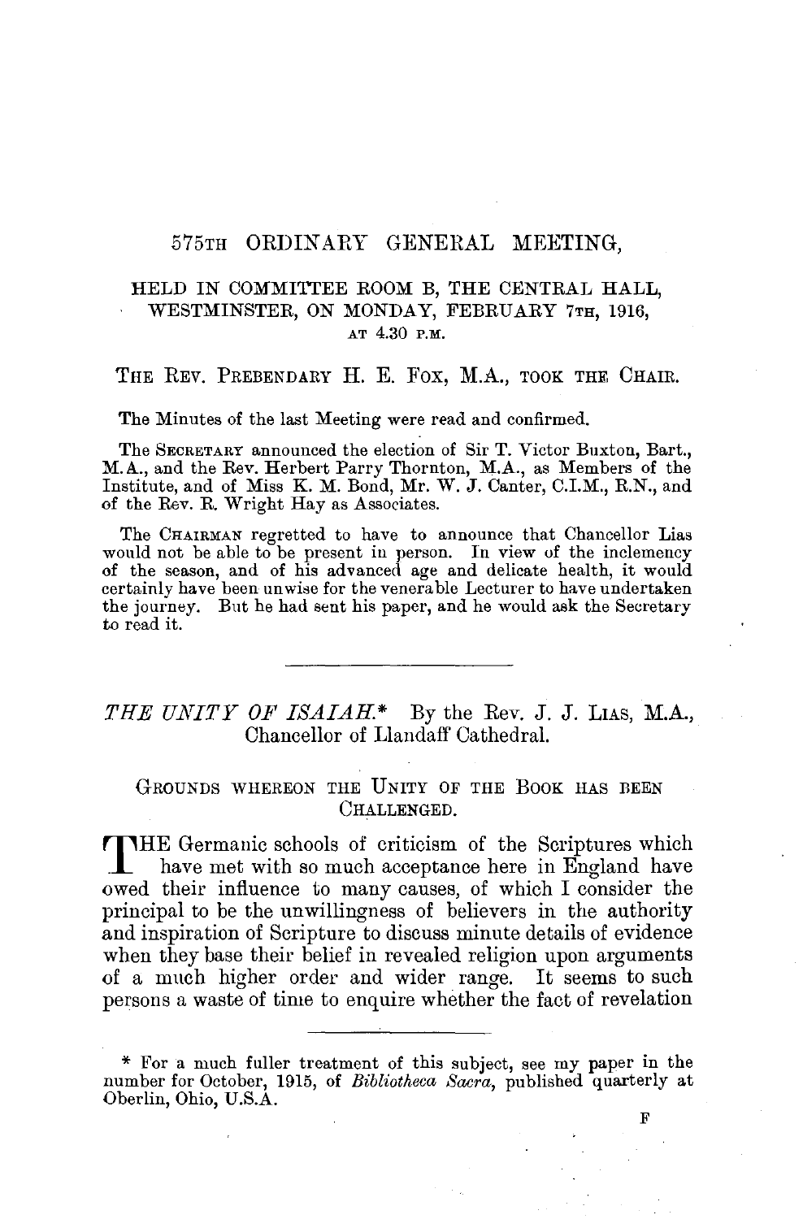# 575TH ORDINARY GENERAL MEETING,

HELD IN COMMITTEE ROOM B, THE CENTRAL HALL, WESTMINSTER, ON MONDAY, FEBRUARY 7TH, 1916, AT 4.30 P.M.

THE REV. PREBENDARY H. E. FOX, M.A., TOOK THE CHAIR.

The Minutes of the last Meeting were read and confirmed.

The SECRETARY announced the election of Sir T. Victor Buxton, Bart., M.A., and the Rev. Herbert Parry Thornton, M.A., as Members of the Institute, and of Miss K. M. Bond, Mr. W. J. Canter, C.I.M., R.N., and of the Rev. R. Wright Hay as Associates.

The CHAIRMAN regretted to have to announce that Chancellor Lias would not be able to be present in person. In view of the inclemency of the season, and of his advanced age and delicate health, it would certainly have been unwise for the venerable Lecturer to have undertaken the journey. But he had sent his paper, and he would ask the Secretary to read it.

---

## *THE UNITY OF ISAIAH.** By the Rev. J. J. LIAS, M.A., Chancellor of Llandaff Cathedral.

### GROUNDS WHEREON THE UNITY OF THE BOOK HAS BEEN CHALLENGED.

THE Germanic schools of criticism of the Scriptures which have met with so much acceptance here in England have owed their influence to many causes, of which I consider the principal to be the unwillingness of believers in the authority and inspiration of Scripture to discuss minute details of evidence when they base their belief in revealed religion upon arguments of a much higher order and wider range. It seems to such persons a waste of time to enquire whether the fact of revelation

---

* For a much fuller treatment of this subject, see my paper in the number for October, 1915, of *Bibliotheca Sacra*, published quarterly at Oberlin, Ohio, U.S.A.

F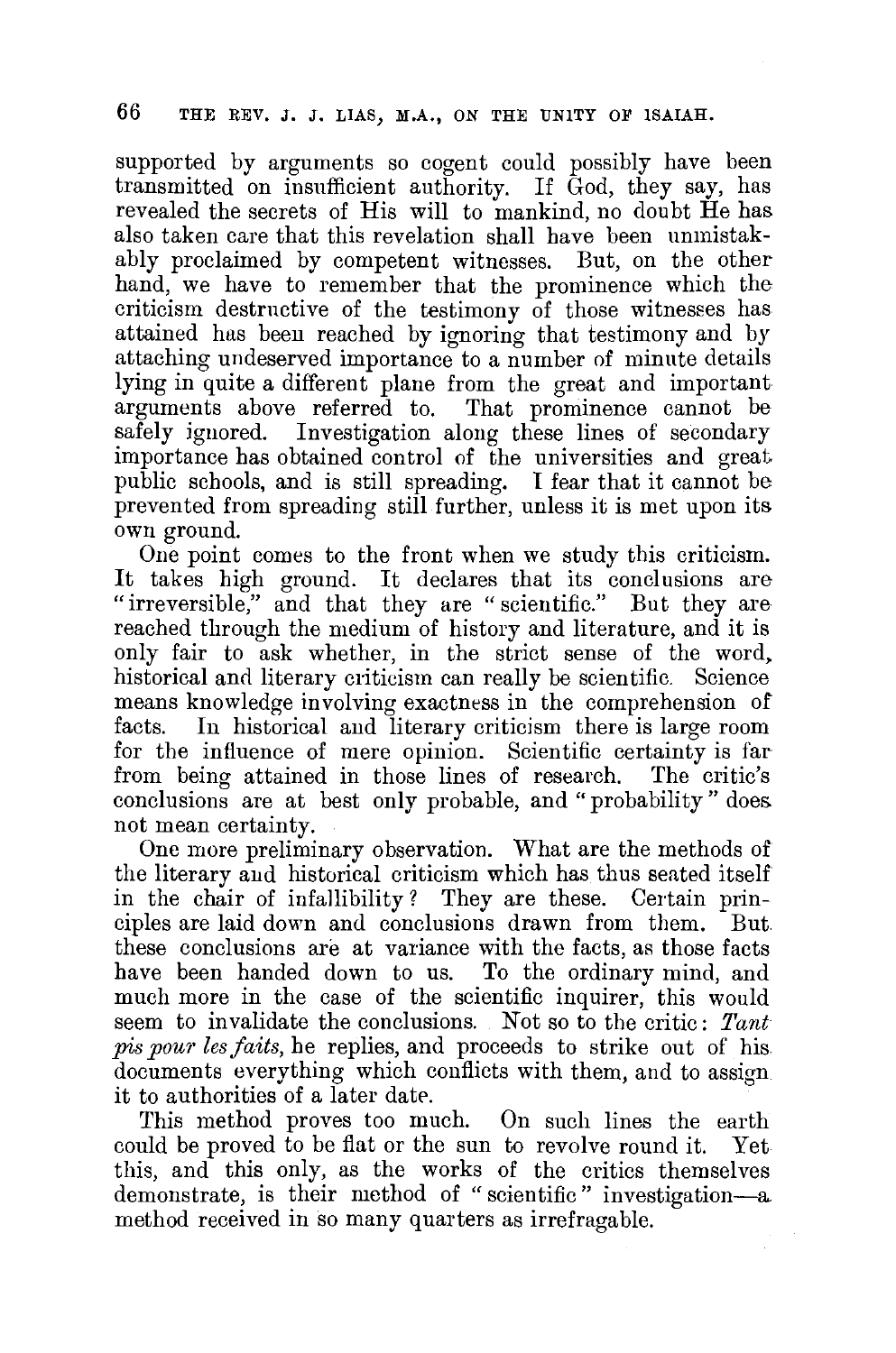supported by arguments so cogent could possibly have been transmitted on insufficient authority. If God, they say, has revealed the secrets of His will to mankind, no doubt He has also taken care that this revelation shall have been unmistakably proclaimed by competent witnesses. But, on the other hand, we have to remember that the prominence which the criticism destructive of the testimony of those witnesses has attained has been reached by ignoring that testimony and by attaching undeserved importance to a number of minute details lying in quite a different plane from the great and important arguments above referred to. That prominence cannot be safely ignored. Investigation along these lines of secondary importance has obtained control of the universities and great public schools, and is still spreading. I fear that it cannot be prevented from spreading still further, unless it is met upon its own ground.

One point comes to the front when we study this criticism. It takes high ground. It declares that its conclusions are "irreversible," and that they are "scientific." But they are reached through the medium of history and literature, and it is only fair to ask whether, in the strict sense of the word, historical and literary criticism can really be scientific. Science means knowledge involving exactness in the comprehension of facts. In historical and literary criticism there is large room for the influence of mere opinion. Scientific certainty is far from being attained in those lines of research. The critic's conclusions are at best only probable, and "probability" does not mean certainty.

One more preliminary observation. What are the methods of the literary and historical criticism which has thus seated itself in the chair of infallibility? They are these. Certain principles are laid down and conclusions drawn from them. But these conclusions are at variance with the facts, as those facts have been handed down to us. To the ordinary mind, and much more in the case of the scientific inquirer, this would seem to invalidate the conclusions. Not so to the critic: *Tant pis pour les faits,* he replies, and proceeds to strike out of his documents everything which conflicts with them, and to assign it to authorities of a later date.

This method proves too much. On such lines the earth could be proved to be flat or the sun to revolve round it. Yet this, and this only, as the works of the critics themselves demonstrate, is their method of "scientific" investigation—a method received in so many quarters as irrefragable.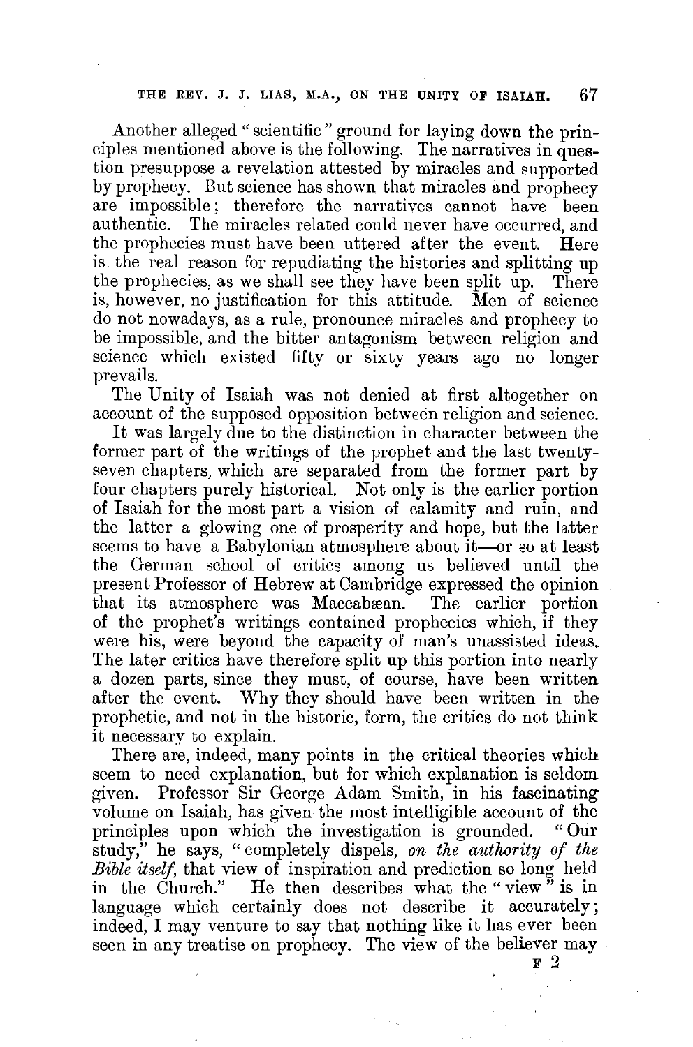Another alleged "scientific" ground for laying down the principles mentioned above is the following. The narratives in question presuppose a revelation attested by miracles and supported by prophecy. But science has shown that miracles and prophecy are impossible; therefore the narratives cannot have been authentic. The miracles related could never have occurred, and the prophecies must have been uttered after the event. Here is the real reason for repudiating the histories and splitting up the prophecies, as we shall see they have been split up. There is, however, no justification for this attitude. Men of science do not nowadays, as a rule, pronounce miracles and prophecy to be impossible, and the bitter antagonism between religion and science which existed fifty or sixty years ago no longer prevails.

The Unity of Isaiah was not denied at first altogether on account of the supposed opposition between religion and science.

It was largely due to the distinction in character between the former part of the writings of the prophet and the last twenty-seven chapters, which are separated from the former part by four chapters purely historical. Not only is the earlier portion of Isaiah for the most part a vision of calamity and ruin, and the latter a glowing one of prosperity and hope, but the latter seems to have a Babylonian atmosphere about it—or so at least the German school of critics among us believed until the present Professor of Hebrew at Cambridge expressed the opinion that its atmosphere was Maccabæan. The earlier portion of the prophet's writings contained prophecies which, if they were his, were beyond the capacity of man's unassisted ideas. The later critics have therefore split up this portion into nearly a dozen parts, since they must, of course, have been written after the event. Why they should have been written in the prophetic, and not in the historic, form, the critics do not think it necessary to explain.

There are, indeed, many points in the critical theories which seem to need explanation, but for which explanation is seldom given. Professor Sir George Adam Smith, in his fascinating volume on Isaiah, has given the most intelligible account of the principles upon which the investigation is grounded. "Our study," he says, "completely dispels, *on the authority of the Bible itself*, that view of inspiration and prediction so long held in the Church." He then describes what the "view" is in language which certainly does not describe it accurately; indeed, I may venture to say that nothing like it has ever been seen in any treatise on prophecy. The view of the believer may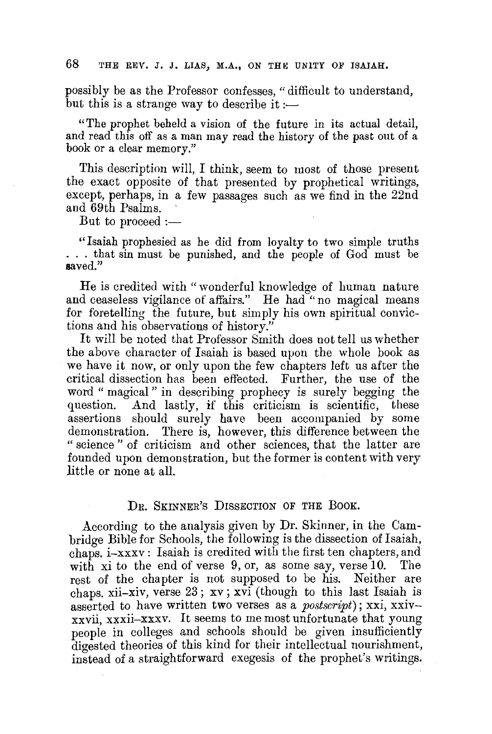possibly be as the Professor confesses, "difficult to understand, but this is a strange way to describe it:—

> "The prophet beheld a vision of the future in its actual detail, and read this off as a man may read the history of the past out of a book or a clear memory."

This description will, I think, seem to most of those present the exact opposite of that presented by prophetical writings, except, perhaps, in a few passages such as we find in the 22nd and 69th Psalms.

But to proceed:—

> "Isaiah prophesied as he did from loyalty to two simple truths . . . that sin must be punished, and the people of God must be saved."

He is credited with "wonderful knowledge of human nature and ceaseless vigilance of affairs." He had "no magical means for foretelling the future, but simply his own spiritual convictions and his observations of history."

It will be noted that Professor Smith does not tell us whether the above character of Isaiah is based upon the whole book as we have it now, or only upon the few chapters left us after the critical dissection has been effected. Further, the use of the word "magical" in describing prophecy is surely begging the question. And lastly, if this criticism is scientific, these assertions should surely have been accompanied by some demonstration. There is, however, this difference between the "science" of criticism and other sciences, that the latter are founded upon demonstration, but the former is content with very little or none at all.

## Dr. Skinner's Dissection of the Book.

According to the analysis given by Dr. Skinner, in the Cambridge Bible for Schools, the following is the dissection of Isaiah, chaps. i–xxxv: Isaiah is credited with the first ten chapters, and with xi to the end of verse 9, or, as some say, verse 10. The rest of the chapter is not supposed to be his. Neither are chaps. xii–xiv, verse 23; xv; xvi (though to this last Isaiah is asserted to have written two verses as a *postscript*); xxi, xxiv–xxvii, xxxii–xxxv. It seems to me most unfortunate that young people in colleges and schools should be given insufficiently digested theories of this kind for their intellectual nourishment, instead of a straightforward exegesis of the prophet's writings.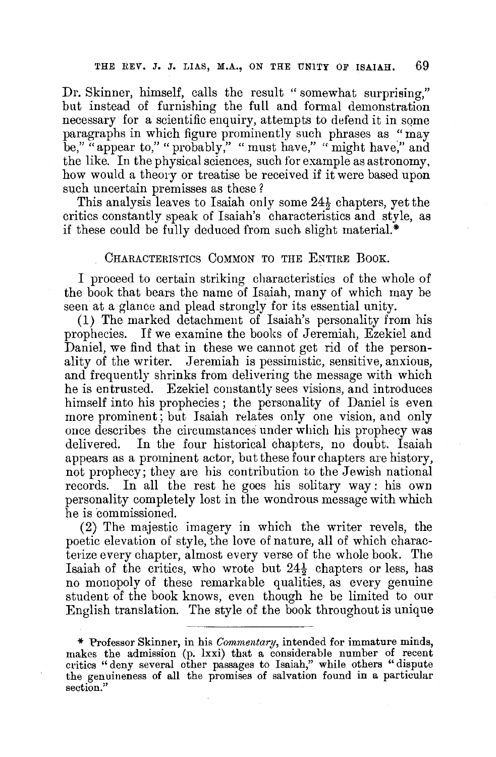Dr. Skinner, himself, calls the result "somewhat surprising," but instead of furnishing the full and formal demonstration necessary for a scientific enquiry, attempts to defend it in some paragraphs in which figure prominently such phrases as "may be," "appear to," "probably," "must have," "might have," and the like. In the physical sciences, such for example as astronomy, how would a theory or treatise be received if it were based upon such uncertain premisses as these?

This analysis leaves to Isaiah only some 24½ chapters, yet the critics constantly speak of Isaiah's characteristics and style, as if these could be fully deduced from such slight material.*

## Characteristics Common to the Entire Book.

I proceed to certain striking characteristics of the whole of the book that bears the name of Isaiah, many of which may be seen at a glance and plead strongly for its essential unity.

(1) The marked detachment of Isaiah's personality from his prophecies. If we examine the books of Jeremiah, Ezekiel and Daniel, we find that in these we cannot get rid of the personality of the writer. Jeremiah is pessimistic, sensitive, anxious, and frequently shrinks from delivering the message with which he is entrusted. Ezekiel constantly sees visions, and introduces himself into his prophecies; the personality of Daniel is even more prominent; but Isaiah relates only one vision, and only once describes the circumstances under which his prophecy was delivered. In the four historical chapters, no doubt, Isaiah appears as a prominent actor, but these four chapters are history, not prophecy; they are his contribution to the Jewish national records. In all the rest he goes his solitary way: his own personality completely lost in the wondrous message with which he is commissioned.

(2) The majestic imagery in which the writer revels, the poetic elevation of style, the love of nature, all of which characterize every chapter, almost every verse of the whole book. The Isaiah of the critics, who wrote but 24½ chapters or less, has no monopoly of these remarkable qualities, as every genuine student of the book knows, even though he be limited to our English translation. The style of the book throughout is unique

---

* Professor Skinner, in his *Commentary*, intended for immature minds, makes the admission (p. lxxi) that a considerable number of recent critics "deny several other passages to Isaiah," while others "dispute the genuineness of all the promises of salvation found in a particular section."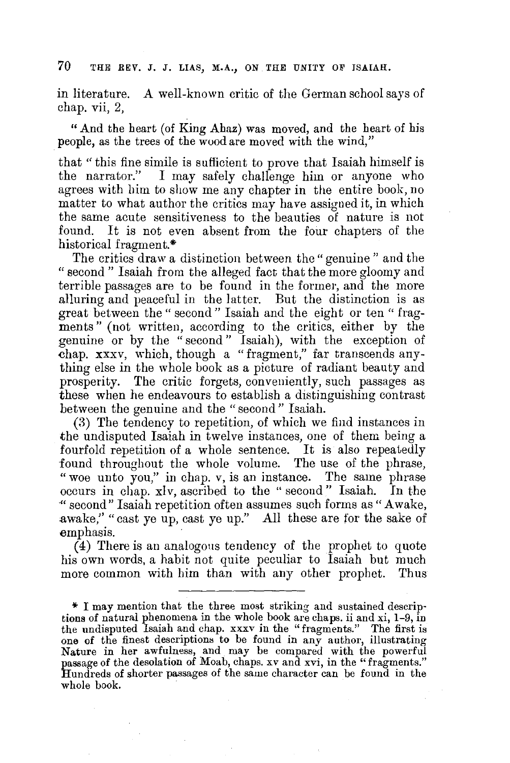in literature. A well-known critic of the German school says of chap. vii, 2,

> "And the heart (of King Ahaz) was moved, and the heart of his people, as the trees of the wood are moved with the wind,"

that "this fine simile is sufficient to prove that Isaiah himself is the narrator." I may safely challenge him or anyone who agrees with him to show me any chapter in the entire book, no matter to what author the critics may have assigned it, in which the same acute sensitiveness to the beauties of nature is not found. It is not even absent from the four chapters of the historical fragment.*

The critics draw a distinction between the "genuine" and the "second" Isaiah from the alleged fact that the more gloomy and terrible passages are to be found in the former, and the more alluring and peaceful in the latter. But the distinction is as great between the "second" Isaiah and the eight or ten "fragments" (not written, according to the critics, either by the genuine or by the "second" Isaiah), with the exception of chap. xxxv, which, though a "fragment," far transcends anything else in the whole book as a picture of radiant beauty and prosperity. The critic forgets, conveniently, such passages as these when he endeavours to establish a distinguishing contrast between the genuine and the "second" Isaiah.

(3) The tendency to repetition, of which we find instances in the undisputed Isaiah in twelve instances, one of them being a fourfold repetition of a whole sentence. It is also repeatedly found throughout the whole volume. The use of the phrase, "woe unto you," in chap. v, is an instance. The same phrase occurs in chap. xlv, ascribed to the "second" Isaiah. In the "second" Isaiah repetition often assumes such forms as "Awake, awake," "cast ye up, cast ye up." All these are for the sake of emphasis.

(4) There is an analogous tendency of the prophet to quote his own words, a habit not quite peculiar to Isaiah but much more common with him than with any other prophet. Thus

---

* I may mention that the three most striking and sustained descriptions of natural phenomena in the whole book are chaps. ii and xi, 1–9, in the undisputed Isaiah and chap. xxxv in the "fragments." The first is one of the finest descriptions to be found in any author, illustrating Nature in her awfulness, and may be compared with the powerful passage of the desolation of Moab, chaps. xv and xvi, in the "fragments." Hundreds of shorter passages of the same character can be found in the whole book.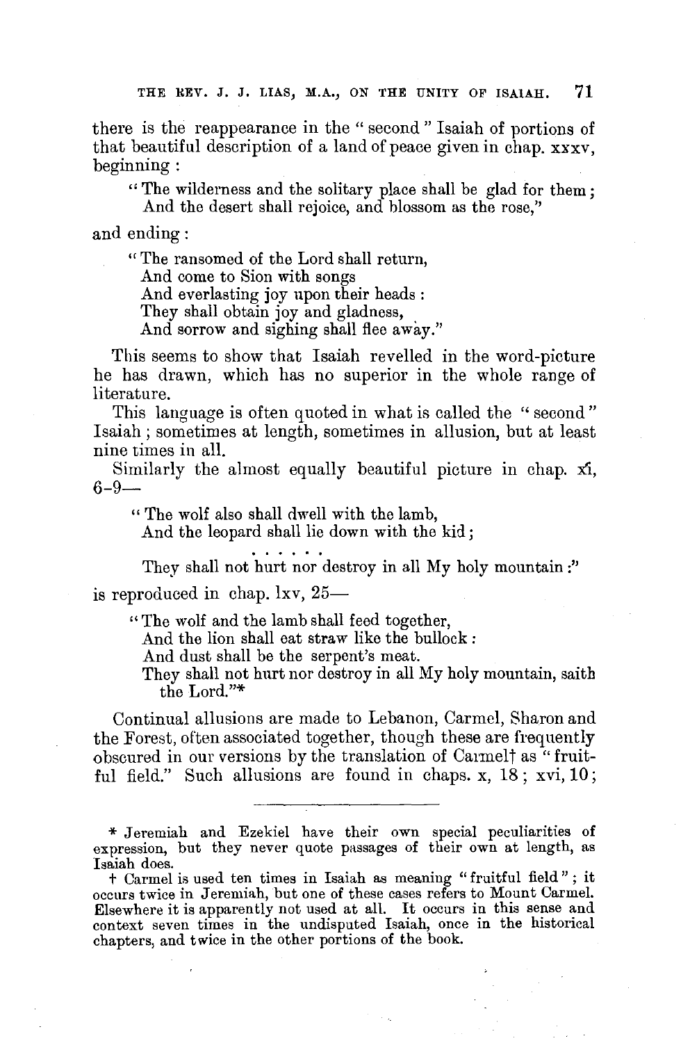there is the reappearance in the "second" Isaiah of portions of that beautiful description of a land of peace given in chap. xxxv, beginning:

> "The wilderness and the solitary place shall be glad for them;
> And the desert shall rejoice, and blossom as the rose,"

and ending:

> "The ransomed of the Lord shall return,
> And come to Sion with songs
> And everlasting joy upon their heads:
> They shall obtain joy and gladness,
> And sorrow and sighing shall flee away."

This seems to show that Isaiah revelled in the word-picture he has drawn, which has no superior in the whole range of literature.

This language is often quoted in what is called the "second" Isaiah; sometimes at length, sometimes in allusion, but at least nine times in all.

Similarly the almost equally beautiful picture in chap. xi, 6–9—

> "The wolf also shall dwell with the lamb,
> And the leopard shall lie down with the kid;
>
> . . . . . .
>
> They shall not hurt nor destroy in all My holy mountain:"

is reproduced in chap. lxv, 25—

> "The wolf and the lamb shall feed together,
> And the lion shall eat straw like the bullock:
> And dust shall be the serpent's meat.
> They shall not hurt nor destroy in all My holy mountain, saith the Lord."*

Continual allusions are made to Lebanon, Carmel, Sharon and the Forest, often associated together, though these are frequently obscured in our versions by the translation of Carmel† as "fruitful field." Such allusions are found in chaps. x, 18; xvi, 10;

---

\* Jeremiah and Ezekiel have their own special peculiarities of expression, but they never quote passages of their own at length, as Isaiah does.

† Carmel is used ten times in Isaiah as meaning "fruitful field"; it occurs twice in Jeremiah, but one of these cases refers to Mount Carmel. Elsewhere it is apparently not used at all. It occurs in this sense and context seven times in the undisputed Isaiah, once in the historical chapters, and twice in the other portions of the book.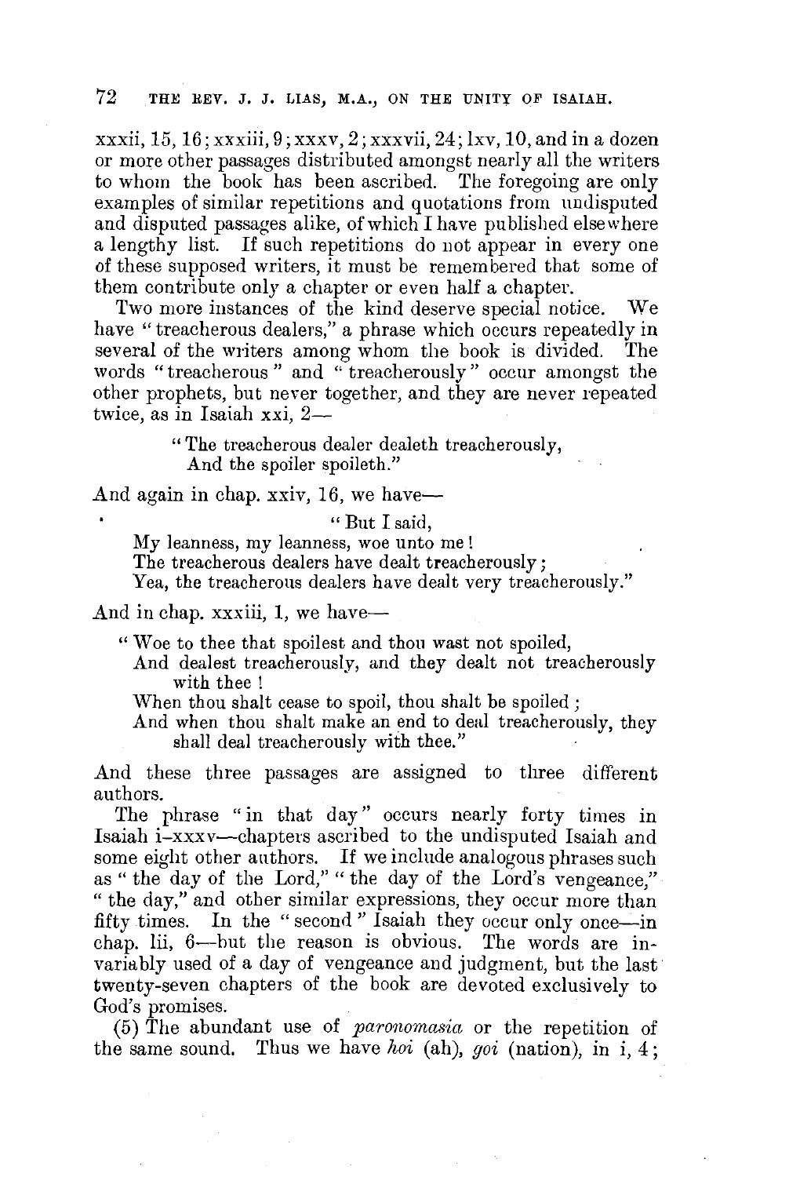xxxii, 15, 16; xxxiii, 9; xxxv, 2; xxxvii, 24; lxv, 10, and in a dozen or more other passages distributed amongst nearly all the writers to whom the book has been ascribed. The foregoing are only examples of similar repetitions and quotations from undisputed and disputed passages alike, of which I have published elsewhere a lengthy list. If such repetitions do not appear in every one of these supposed writers, it must be remembered that some of them contribute only a chapter or even half a chapter.

Two more instances of the kind deserve special notice. We have "treacherous dealers," a phrase which occurs repeatedly in several of the writers among whom the book is divided. The words "treacherous" and "treacherously" occur amongst the other prophets, but never together, and they are never repeated twice, as in Isaiah xxi, 2—

> "The treacherous dealer dealeth treacherously,
> And the spoiler spoileth."

And again in chap. xxiv, 16, we have—

> "But I said,
> My leanness, my leanness, woe unto me!
> The treacherous dealers have dealt treacherously;
> Yea, the treacherous dealers have dealt very treacherously."

And in chap. xxxiii, 1, we have—

> "Woe to thee that spoilest and thou wast not spoiled,
> And dealest treacherously, and they dealt not treacherously with thee!
> When thou shalt cease to spoil, thou shalt be spoiled;
> And when thou shalt make an end to deal treacherously, they shall deal treacherously with thee."

And these three passages are assigned to three different authors.

The phrase "in that day" occurs nearly forty times in Isaiah i–xxxv—chapters ascribed to the undisputed Isaiah and some eight other authors. If we include analogous phrases such as "the day of the Lord," "the day of the Lord's vengeance," "the day," and other similar expressions, they occur more than fifty times. In the "second" Isaiah they occur only once—in chap. lii, 6—but the reason is obvious. The words are invariably used of a day of vengeance and judgment, but the last twenty-seven chapters of the book are devoted exclusively to God's promises.

(5) The abundant use of *paronomasia* or the repetition of the same sound. Thus we have *hoi* (ah), *goi* (nation), in i, 4;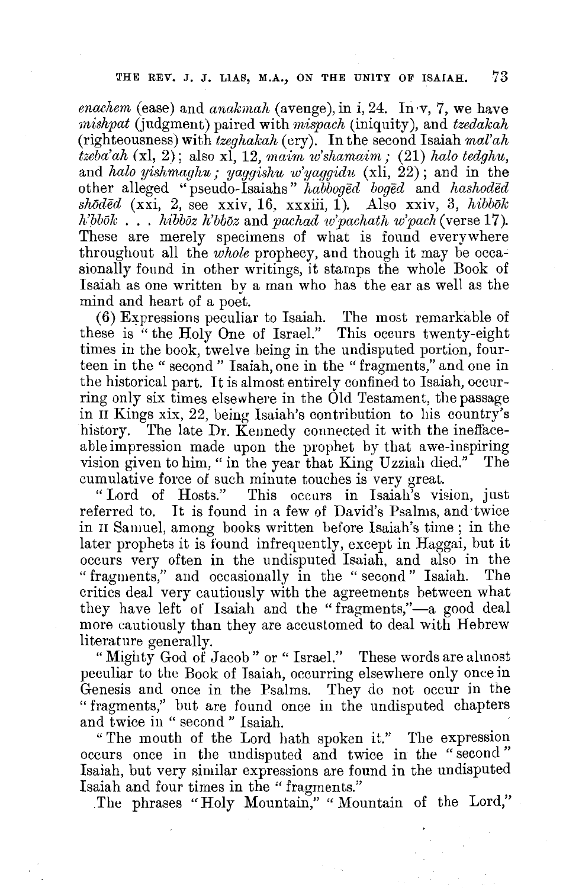*enachem* (ease) and *anakmah* (avenge), in i, 24. In v, 7, we have *mishpat* (judgment) paired with *mispach* (iniquity), and *tzedakah* (righteousness) with *tzeghakah* (cry). In the second Isaiah *mal'ah tzeba'ah* (xl, 2); also xl, 12, *maim w'shamaim;* (21) *halo tedghu,* and *halo yishmaghu; yaggishu w'yaggidu* (xli, 22); and in the other alleged "pseudo-Isaiahs" *habbogēd bogēd* and *hashodēd shōdēd* (xxi, 2, see xxiv, 16, xxxiii, 1). Also xxiv, 3, *hibbōk h'bbōk* . . . *hibbōz h'bbōz* and *pachad w'pachath w'pach* (verse 17). These are merely specimens of what is found everywhere throughout all the *whole* prophecy, and though it may be occasionally found in other writings, it stamps the whole Book of Isaiah as one written by a man who has the ear as well as the mind and heart of a poet.

(6) Expressions peculiar to Isaiah. The most remarkable of these is "the Holy One of Israel." This occurs twenty-eight times in the book, twelve being in the undisputed portion, fourteen in the "second" Isaiah, one in the "fragments," and one in the historical part. It is almost entirely confined to Isaiah, occurring only six times elsewhere in the Old Testament, the passage in II Kings xix, 22, being Isaiah's contribution to his country's history. The late Dr. Kennedy connected it with the ineffaceable impression made upon the prophet by that awe-inspiring vision given to him, "in the year that King Uzziah died." The cumulative force of such minute touches is very great.

"Lord of Hosts." This occurs in Isaiah's vision, just referred to. It is found in a few of David's Psalms, and twice in II Samuel, among books written before Isaiah's time; in the later prophets it is found infrequently, except in Haggai, but it occurs very often in the undisputed Isaiah, and also in the "fragments," and occasionally in the "second" Isaiah. The critics deal very cautiously with the agreements between what they have left of Isaiah and the "fragments,"—a good deal more cautiously than they are accustomed to deal with Hebrew literature generally.

"Mighty God of Jacob" or "Israel." These words are almost peculiar to the Book of Isaiah, occurring elsewhere only once in Genesis and once in the Psalms. They do not occur in the "fragments," but are found once in the undisputed chapters and twice in "second" Isaiah.

"The mouth of the Lord hath spoken it." The expression occurs once in the undisputed and twice in the "second" Isaiah, but very similar expressions are found in the undisputed Isaiah and four times in the "fragments."

The phrases "Holy Mountain," "Mountain of the Lord,"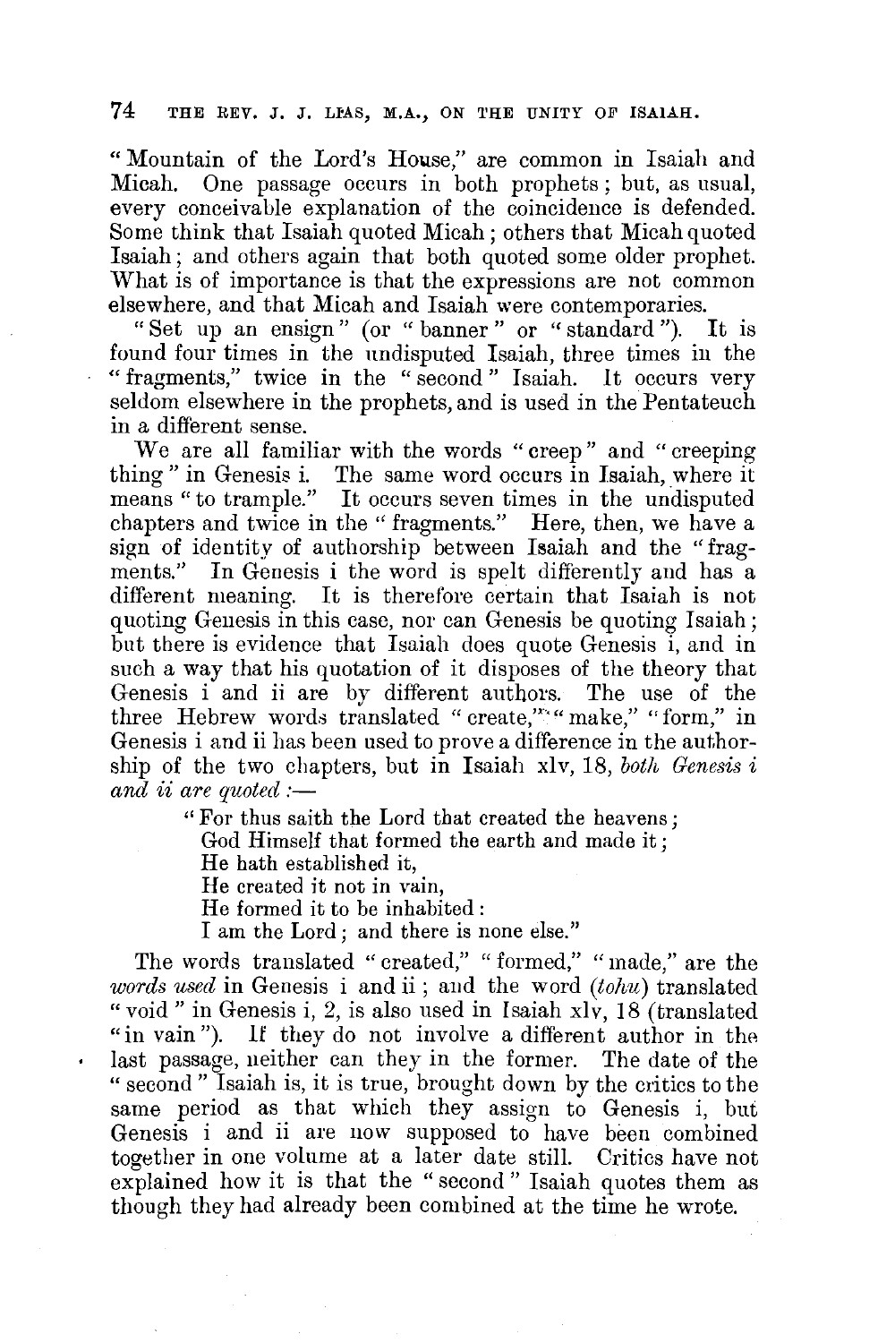"Mountain of the Lord's House," are common in Isaiah and Micah. One passage occurs in both prophets; but, as usual, every conceivable explanation of the coincidence is defended. Some think that Isaiah quoted Micah; others that Micah quoted Isaiah; and others again that both quoted some older prophet. What is of importance is that the expressions are not common elsewhere, and that Micah and Isaiah were contemporaries.

"Set up an ensign" (or "banner" or "standard"). It is found four times in the undisputed Isaiah, three times in the "fragments," twice in the "second" Isaiah. It occurs very seldom elsewhere in the prophets, and is used in the Pentateuch in a different sense.

We are all familiar with the words "creep" and "creeping thing" in Genesis i. The same word occurs in Isaiah, where it means "to trample." It occurs seven times in the undisputed chapters and twice in the "fragments." Here, then, we have a sign of identity of authorship between Isaiah and the "fragments." In Genesis i the word is spelt differently and has a different meaning. It is therefore certain that Isaiah is not quoting Genesis in this case, nor can Genesis be quoting Isaiah; but there is evidence that Isaiah does quote Genesis i, and in such a way that his quotation of it disposes of the theory that Genesis i and ii are by different authors. The use of the three Hebrew words translated "create," "make," "form," in Genesis i and ii has been used to prove a difference in the authorship of the two chapters, but in Isaiah xlv, 18, *both Genesis i and ii are quoted*:—

> "For thus saith the Lord that created the heavens;
> God Himself that formed the earth and made it;
> He hath established it,
> He created it not in vain,
> He formed it to be inhabited:
> I am the Lord; and there is none else."

The words translated "created," "formed," "made," are the *words used* in Genesis i and ii; and the word (*tohu*) translated "void" in Genesis i, 2, is also used in Isaiah xlv, 18 (translated "in vain"). If they do not involve a different author in the last passage, neither can they in the former. The date of the "second" Isaiah is, it is true, brought down by the critics to the same period as that which they assign to Genesis i, but Genesis i and ii are now supposed to have been combined together in one volume at a later date still. Critics have not explained how it is that the "second" Isaiah quotes them as though they had already been combined at the time he wrote.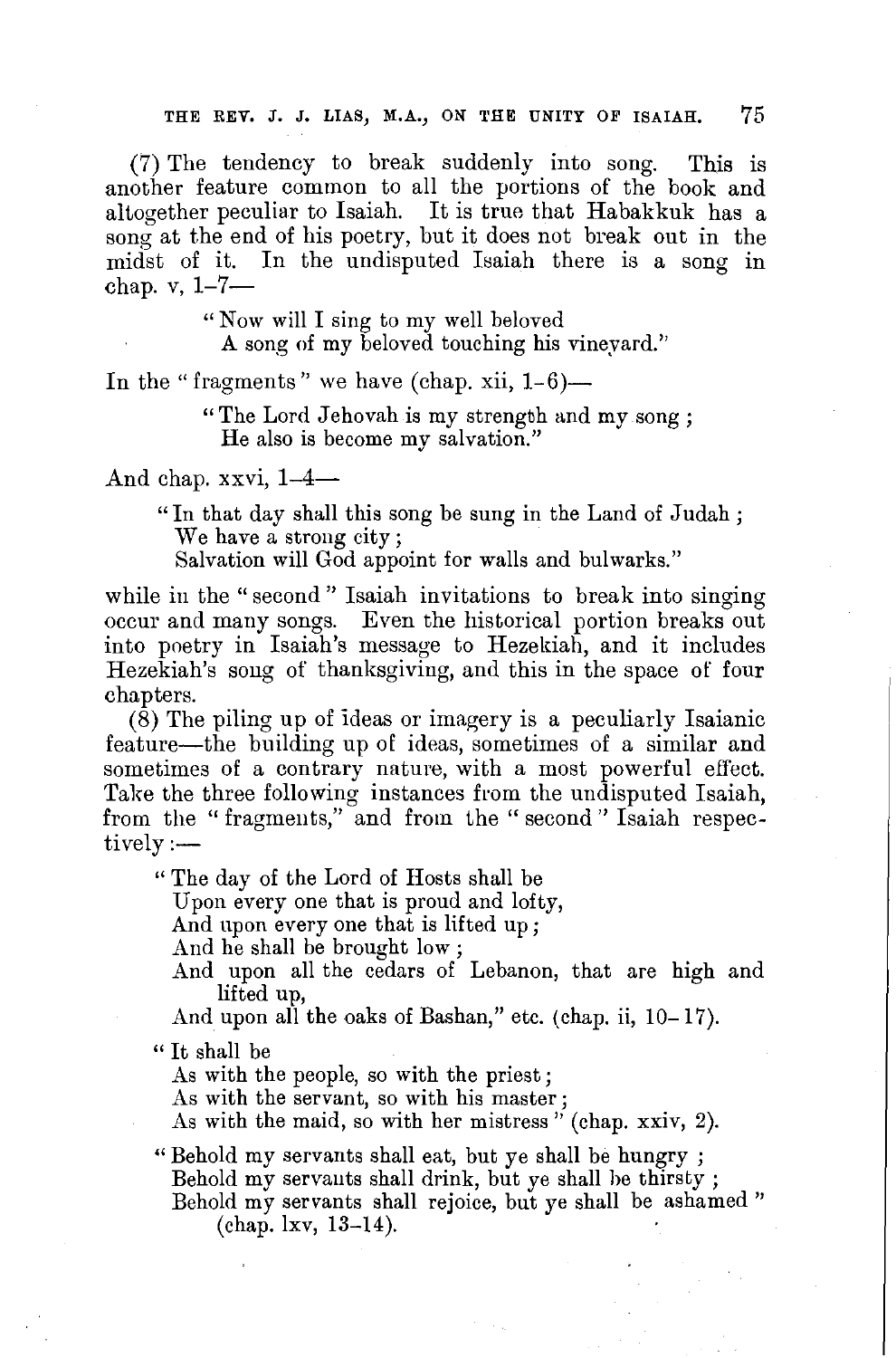(7) The tendency to break suddenly into song. This is another feature common to all the portions of the book and altogether peculiar to Isaiah. It is true that Habakkuk has a song at the end of his poetry, but it does not break out in the midst of it. In the undisputed Isaiah there is a song in chap. v, 1–7—

> "Now will I sing to my well beloved
> A song of my beloved touching his vineyard."

In the "fragments" we have (chap. xii, 1–6)—

> "The Lord Jehovah is my strength and my song;
> He also is become my salvation."

And chap. xxvi, 1–4—

> "In that day shall this song be sung in the Land of Judah;
> We have a strong city;
> Salvation will God appoint for walls and bulwarks."

while in the "second" Isaiah invitations to break into singing occur and many songs. Even the historical portion breaks out into poetry in Isaiah's message to Hezekiah, and it includes Hezekiah's song of thanksgiving, and this in the space of four chapters.

(8) The piling up of ideas or imagery is a peculiarly Isaianic feature—the building up of ideas, sometimes of a similar and sometimes of a contrary nature, with a most powerful effect. Take the three following instances from the undisputed Isaiah, from the "fragments," and from the "second" Isaiah respectively:—

> "The day of the Lord of Hosts shall be
> Upon every one that is proud and lofty,
> And upon every one that is lifted up;
> And he shall be brought low;
> And upon all the cedars of Lebanon, that are high and lifted up,
> And upon all the oaks of Bashan," etc. (chap. ii, 10–17).

> "It shall be
> As with the people, so with the priest;
> As with the servant, so with his master;
> As with the maid, so with her mistress" (chap. xxiv, 2).

> "Behold my servants shall eat, but ye shall be hungry;
> Behold my servants shall drink, but ye shall be thirsty;
> Behold my servants shall rejoice, but ye shall be ashamed" (chap. lxv, 13–14).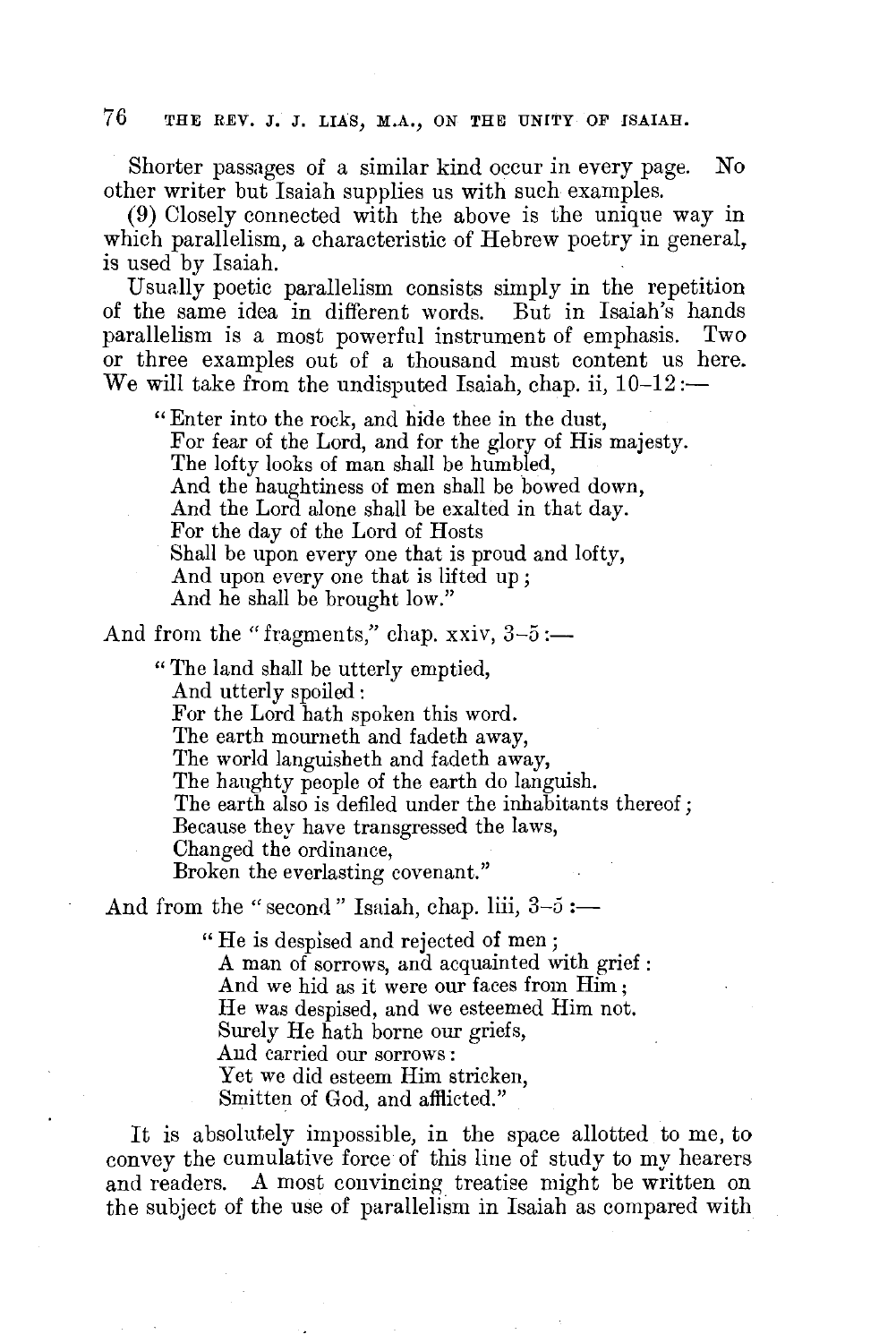Shorter passages of a similar kind occur in every page. No other writer but Isaiah supplies us with such examples.

(9) Closely connected with the above is the unique way in which parallelism, a characteristic of Hebrew poetry in general, is used by Isaiah.

Usually poetic parallelism consists simply in the repetition of the same idea in different words. But in Isaiah's hands parallelism is a most powerful instrument of emphasis. Two or three examples out of a thousand must content us here. We will take from the undisputed Isaiah, chap. ii, 10–12:—

> "Enter into the rock, and hide thee in the dust,
> For fear of the Lord, and for the glory of His majesty.
> The lofty looks of man shall be humbled,
> And the haughtiness of men shall be bowed down,
> And the Lord alone shall be exalted in that day.
> For the day of the Lord of Hosts
> Shall be upon every one that is proud and lofty,
> And upon every one that is lifted up;
> And he shall be brought low."

And from the "fragments," chap. xxiv, 3–5:—

> "The land shall be utterly emptied,
> And utterly spoiled:
> For the Lord hath spoken this word.
> The earth mourneth and fadeth away,
> The world languisheth and fadeth away,
> The haughty people of the earth do languish.
> The earth also is defiled under the inhabitants thereof;
> Because they have transgressed the laws,
> Changed the ordinance,
> Broken the everlasting covenant."

And from the "second" Isaiah, chap. liii, 3–5:—

> "He is despised and rejected of men;
> A man of sorrows, and acquainted with grief:
> And we hid as it were our faces from Him;
> He was despised, and we esteemed Him not.
> Surely He hath borne our griefs,
> And carried our sorrows:
> Yet we did esteem Him stricken,
> Smitten of God, and afflicted."

It is absolutely impossible, in the space allotted to me, to convey the cumulative force of this line of study to my hearers and readers. A most convincing treatise might be written on the subject of the use of parallelism in Isaiah as compared with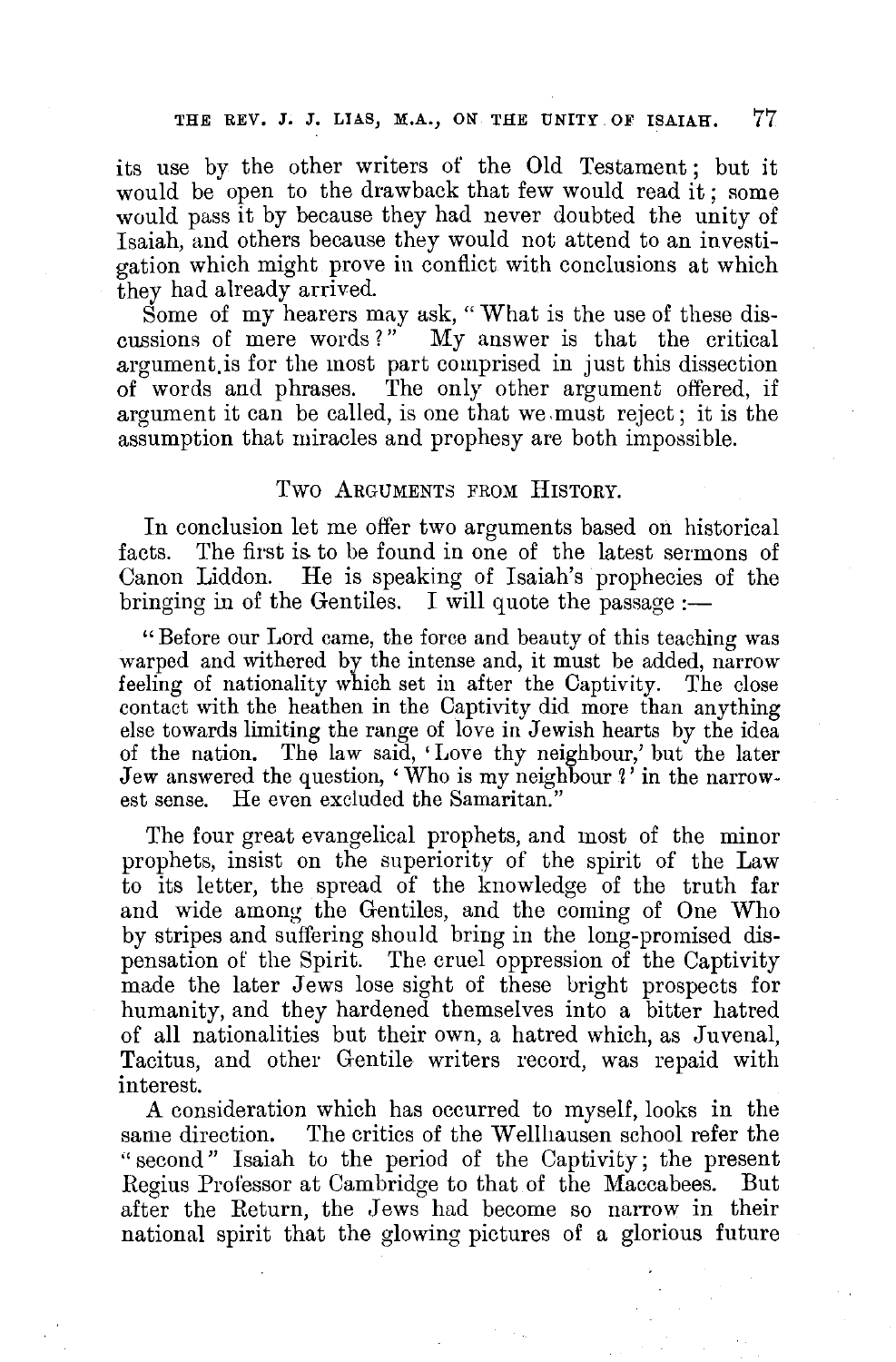its use by the other writers of the Old Testament; but it would be open to the drawback that few would read it; some would pass it by because they had never doubted the unity of Isaiah, and others because they would not attend to an investigation which might prove in conflict with conclusions at which they had already arrived.

Some of my hearers may ask, "What is the use of these discussions of mere words?" My answer is that the critical argument is for the most part comprised in just this dissection of words and phrases. The only other argument offered, if argument it can be called, is one that we must reject; it is the assumption that miracles and prophesy are both impossible.

## Two Arguments from History.

In conclusion let me offer two arguments based on historical facts. The first is to be found in one of the latest sermons of Canon Liddon. He is speaking of Isaiah's prophecies of the bringing in of the Gentiles. I will quote the passage:—

> "Before our Lord came, the force and beauty of this teaching was warped and withered by the intense and, it must be added, narrow feeling of nationality which set in after the Captivity. The close contact with the heathen in the Captivity did more than anything else towards limiting the range of love in Jewish hearts by the idea of the nation. The law said, 'Love thy neighbour,' but the later Jew answered the question, 'Who is my neighbour?' in the narrowest sense. He even excluded the Samaritan."

The four great evangelical prophets, and most of the minor prophets, insist on the superiority of the spirit of the Law to its letter, the spread of the knowledge of the truth far and wide among the Gentiles, and the coming of One Who by stripes and suffering should bring in the long-promised dispensation of the Spirit. The cruel oppression of the Captivity made the later Jews lose sight of these bright prospects for humanity, and they hardened themselves into a bitter hatred of all nationalities but their own, a hatred which, as Juvenal, Tacitus, and other Gentile writers record, was repaid with interest.

A consideration which has occurred to myself, looks in the same direction. The critics of the Wellhausen school refer the "second" Isaiah to the period of the Captivity; the present Regius Professor at Cambridge to that of the Maccabees. But after the Return, the Jews had become so narrow in their national spirit that the glowing pictures of a glorious future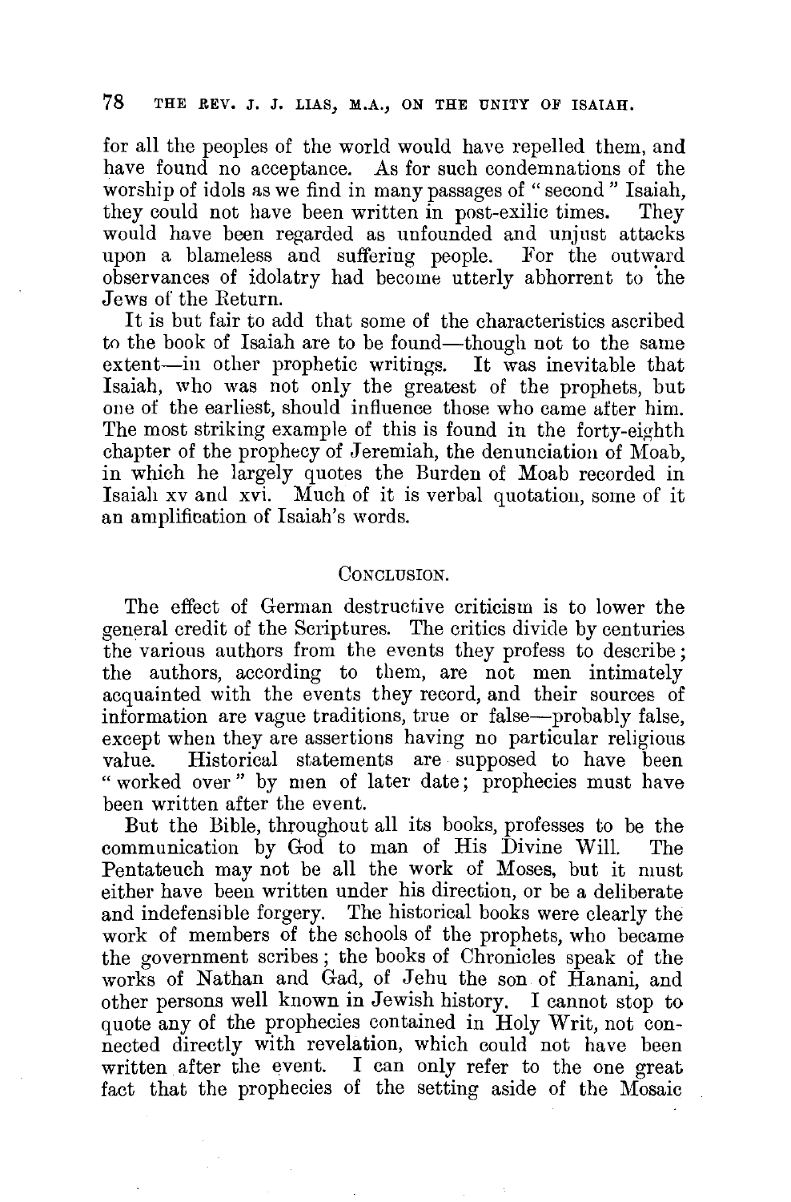for all the peoples of the world would have repelled them, and have found no acceptance. As for such condemnations of the worship of idols as we find in many passages of "second" Isaiah, they could not have been written in post-exilic times. They would have been regarded as unfounded and unjust attacks upon a blameless and suffering people. For the outward observances of idolatry had become utterly abhorrent to the Jews of the Return.

It is but fair to add that some of the characteristics ascribed to the book of Isaiah are to be found—though not to the same extent—in other prophetic writings. It was inevitable that Isaiah, who was not only the greatest of the prophets, but one of the earliest, should influence those who came after him. The most striking example of this is found in the forty-eighth chapter of the prophecy of Jeremiah, the denunciation of Moab, in which he largely quotes the Burden of Moab recorded in Isaiah xv and xvi. Much of it is verbal quotation, some of it an amplification of Isaiah's words.

## Conclusion.

The effect of German destructive criticism is to lower the general credit of the Scriptures. The critics divide by centuries the various authors from the events they profess to describe; the authors, according to them, are not men intimately acquainted with the events they record, and their sources of information are vague traditions, true or false—probably false, except when they are assertions having no particular religious value. Historical statements are supposed to have been "worked over" by men of later date; prophecies must have been written after the event.

But the Bible, throughout all its books, professes to be the communication by God to man of His Divine Will. The Pentateuch may not be all the work of Moses, but it must either have been written under his direction, or be a deliberate and indefensible forgery. The historical books were clearly the work of members of the schools of the prophets, who became the government scribes; the books of Chronicles speak of the works of Nathan and Gad, of Jehu the son of Hanani, and other persons well known in Jewish history. I cannot stop to quote any of the prophecies contained in Holy Writ, not connected directly with revelation, which could not have been written after the event. I can only refer to the one great fact that the prophecies of the setting aside of the Mosaic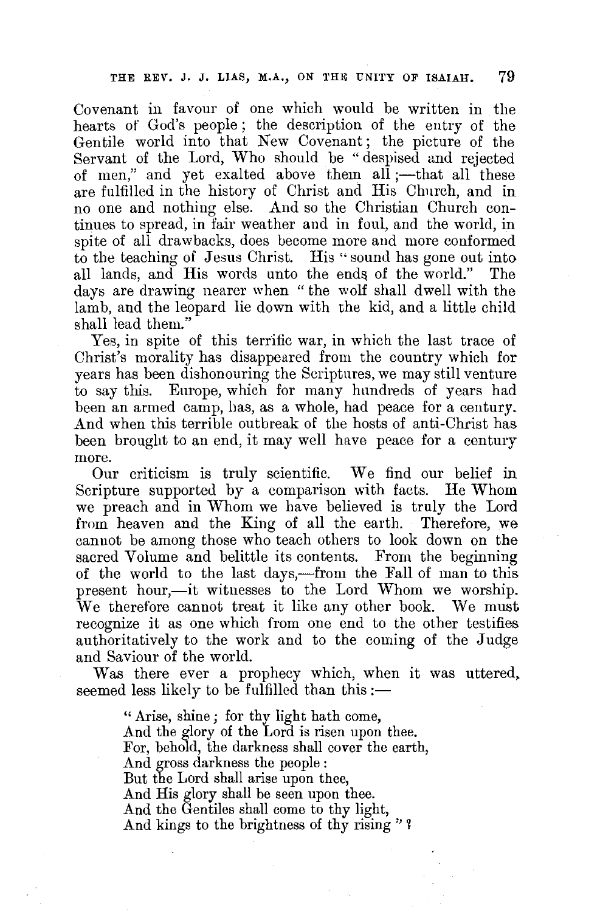Covenant in favour of one which would be written in the hearts of God's people; the description of the entry of the Gentile world into that New Covenant; the picture of the Servant of the Lord, Who should be "despised and rejected of men," and yet exalted above them all;—that all these are fulfilled in the history of Christ and His Church, and in no one and nothing else. And so the Christian Church continues to spread, in fair weather and in foul, and the world, in spite of all drawbacks, does become more and more conformed to the teaching of Jesus Christ. His "sound has gone out into all lands, and His words unto the ends of the world." The days are drawing nearer when "the wolf shall dwell with the lamb, and the leopard lie down with the kid, and a little child shall lead them."

Yes, in spite of this terrific war, in which the last trace of Christ's morality has disappeared from the country which for years has been dishonouring the Scriptures, we may still venture to say this. Europe, which for many hundreds of years had been an armed camp, has, as a whole, had peace for a century. And when this terrible outbreak of the hosts of anti-Christ has been brought to an end, it may well have peace for a century more.

Our criticism is truly scientific. We find our belief in Scripture supported by a comparison with facts. He Whom we preach and in Whom we have believed is truly the Lord from heaven and the King of all the earth. Therefore, we cannot be among those who teach others to look down on the sacred Volume and belittle its contents. From the beginning of the world to the last days,—from the Fall of man to this present hour,—it witnesses to the Lord Whom we worship. We therefore cannot treat it like any other book. We must recognize it as one which from one end to the other testifies authoritatively to the work and to the coming of the Judge and Saviour of the world.

Was there ever a prophecy which, when it was uttered, seemed less likely to be fulfilled than this:—

> "Arise, shine; for thy light hath come,
> And the glory of the Lord is risen upon thee.
> For, behold, the darkness shall cover the earth,
> And gross darkness the people:
> But the Lord shall arise upon thee,
> And His glory shall be seen upon thee.
> And the Gentiles shall come to thy light,
> And kings to the brightness of thy rising"?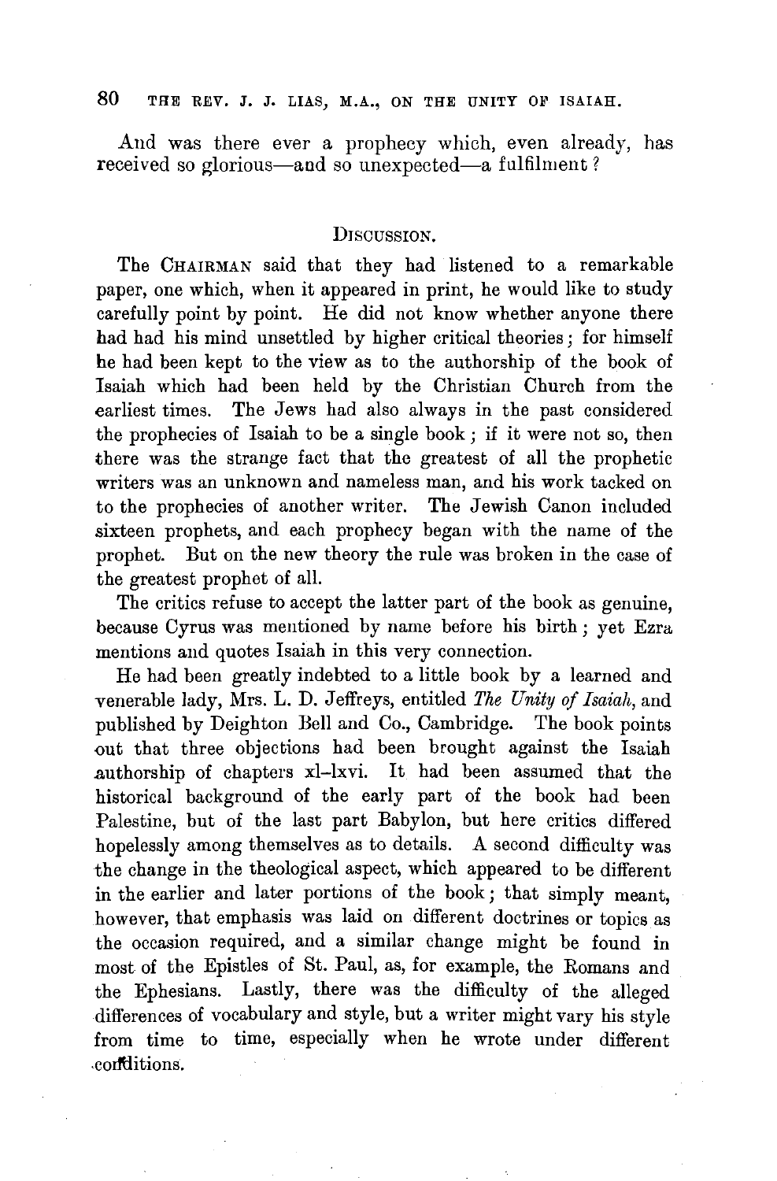And was there ever a prophecy which, even already, has received so glorious—and so unexpected—a fulfilment?

## Discussion.

The Chairman said that they had listened to a remarkable paper, one which, when it appeared in print, he would like to study carefully point by point. He did not know whether anyone there had had his mind unsettled by higher critical theories; for himself he had been kept to the view as to the authorship of the book of Isaiah which had been held by the Christian Church from the earliest times. The Jews had also always in the past considered the prophecies of Isaiah to be a single book; if it were not so, then there was the strange fact that the greatest of all the prophetic writers was an unknown and nameless man, and his work tacked on to the prophecies of another writer. The Jewish Canon included sixteen prophets, and each prophecy began with the name of the prophet. But on the new theory the rule was broken in the case of the greatest prophet of all.

The critics refuse to accept the latter part of the book as genuine, because Cyrus was mentioned by name before his birth; yet Ezra mentions and quotes Isaiah in this very connection.

He had been greatly indebted to a little book by a learned and venerable lady, Mrs. L. D. Jeffreys, entitled *The Unity of Isaiah*, and published by Deighton Bell and Co., Cambridge. The book points out that three objections had been brought against the Isaiah authorship of chapters xl–lxvi. It had been assumed that the historical background of the early part of the book had been Palestine, but of the last part Babylon, but here critics differed hopelessly among themselves as to details. A second difficulty was the change in the theological aspect, which appeared to be different in the earlier and later portions of the book; that simply meant, however, that emphasis was laid on different doctrines or topics as the occasion required, and a similar change might be found in most of the Epistles of St. Paul, as, for example, the Romans and the Ephesians. Lastly, there was the difficulty of the alleged differences of vocabulary and style, but a writer might vary his style from time to time, especially when he wrote under different conditions.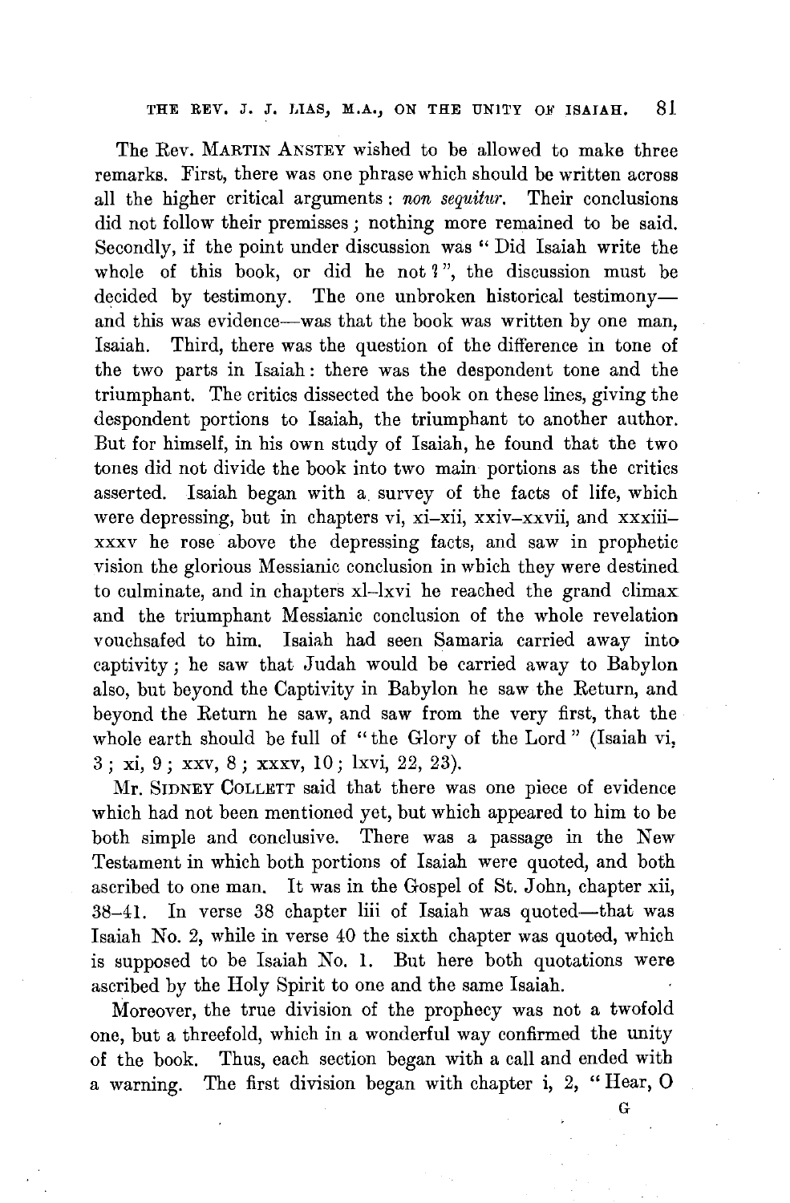The Rev. MARTIN ANSTEY wished to be allowed to make three remarks. First, there was one phrase which should be written across all the higher critical arguments: *non sequitur*. Their conclusions did not follow their premisses; nothing more remained to be said. Secondly, if the point under discussion was "Did Isaiah write the whole of this book, or did he not?", the discussion must be decided by testimony. The one unbroken historical testimony—and this was evidence—was that the book was written by one man, Isaiah. Third, there was the question of the difference in tone of the two parts in Isaiah: there was the despondent tone and the triumphant. The critics dissected the book on these lines, giving the despondent portions to Isaiah, the triumphant to another author. But for himself, in his own study of Isaiah, he found that the two tones did not divide the book into two main portions as the critics asserted. Isaiah began with a survey of the facts of life, which were depressing, but in chapters vi, xi–xii, xxiv–xxvii, and xxxiii–xxxv he rose above the depressing facts, and saw in prophetic vision the glorious Messianic conclusion in which they were destined to culminate, and in chapters xl–lxvi he reached the grand climax and the triumphant Messianic conclusion of the whole revelation vouchsafed to him. Isaiah had seen Samaria carried away into captivity; he saw that Judah would be carried away to Babylon also, but beyond the Captivity in Babylon he saw the Return, and beyond the Return he saw, and saw from the very first, that the whole earth should be full of "the Glory of the Lord" (Isaiah vi, 3; xi, 9; xxv, 8; xxxv, 10; lxvi, 22, 23).

Mr. SIDNEY COLLETT said that there was one piece of evidence which had not been mentioned yet, but which appeared to him to be both simple and conclusive. There was a passage in the New Testament in which both portions of Isaiah were quoted, and both ascribed to one man. It was in the Gospel of St. John, chapter xii, 38–41. In verse 38 chapter liii of Isaiah was quoted—that was Isaiah No. 2, while in verse 40 the sixth chapter was quoted, which is supposed to be Isaiah No. 1. But here both quotations were ascribed by the Holy Spirit to one and the same Isaiah.

Moreover, the true division of the prophecy was not a twofold one, but a threefold, which in a wonderful way confirmed the unity of the book. Thus, each section began with a call and ended with a warning. The first division began with chapter i, 2, "Hear, O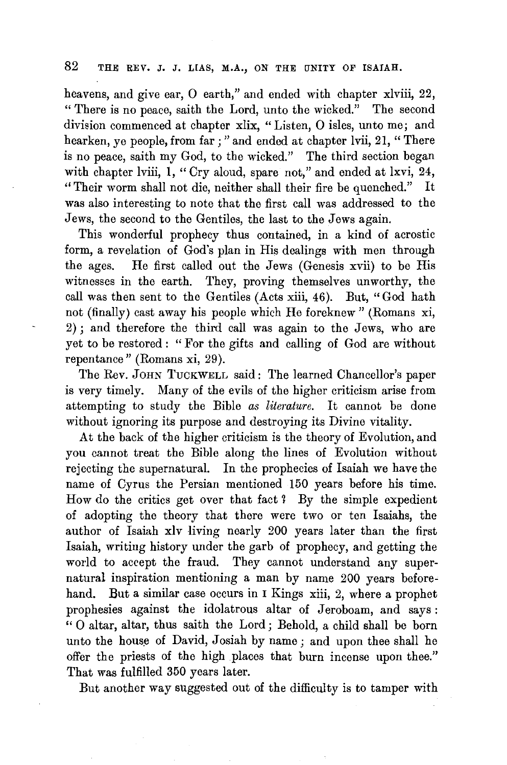heavens, and give ear, O earth," and ended with chapter xlviii, 22, "There is no peace, saith the Lord, unto the wicked." The second division commenced at chapter xlix, "Listen, O isles, unto me; and hearken, ye people, from far;" and ended at chapter lvii, 21, "There is no peace, saith my God, to the wicked." The third section began with chapter lviii, 1, "Cry aloud, spare not," and ended at lxvi, 24, "Their worm shall not die, neither shall their fire be quenched." It was also interesting to note that the first call was addressed to the Jews, the second to the Gentiles, the last to the Jews again.

This wonderful prophecy thus contained, in a kind of acrostic form, a revelation of God's plan in His dealings with men through the ages. He first called out the Jews (Genesis xvii) to be His witnesses in the earth. They, proving themselves unworthy, the call was then sent to the Gentiles (Acts xiii, 46). But, "God hath not (finally) cast away his people which He foreknew" (Romans xi, 2); and therefore the third call was again to the Jews, who are yet to be restored: "For the gifts and calling of God are without repentance" (Romans xi, 29).

The Rev. JOHN TUCKWELL said: The learned Chancellor's paper is very timely. Many of the evils of the higher criticism arise from attempting to study the Bible *as literature*. It cannot be done without ignoring its purpose and destroying its Divine vitality.

At the back of the higher criticism is the theory of Evolution, and you cannot treat the Bible along the lines of Evolution without rejecting the supernatural. In the prophecies of Isaiah we have the name of Cyrus the Persian mentioned 150 years before his time. How do the critics get over that fact? By the simple expedient of adopting the theory that there were two or ten Isaiahs, the author of Isaiah xlv living nearly 200 years later than the first Isaiah, writing history under the garb of prophecy, and getting the world to accept the fraud. They cannot understand any supernatural inspiration mentioning a man by name 200 years beforehand. But a similar case occurs in I Kings xiii, 2, where a prophet prophesies against the idolatrous altar of Jeroboam, and says: "O altar, altar, thus saith the Lord; Behold, a child shall be born unto the house of David, Josiah by name; and upon thee shall he offer the priests of the high places that burn incense upon thee." That was fulfilled 350 years later.

But another way suggested out of the difficulty is to tamper with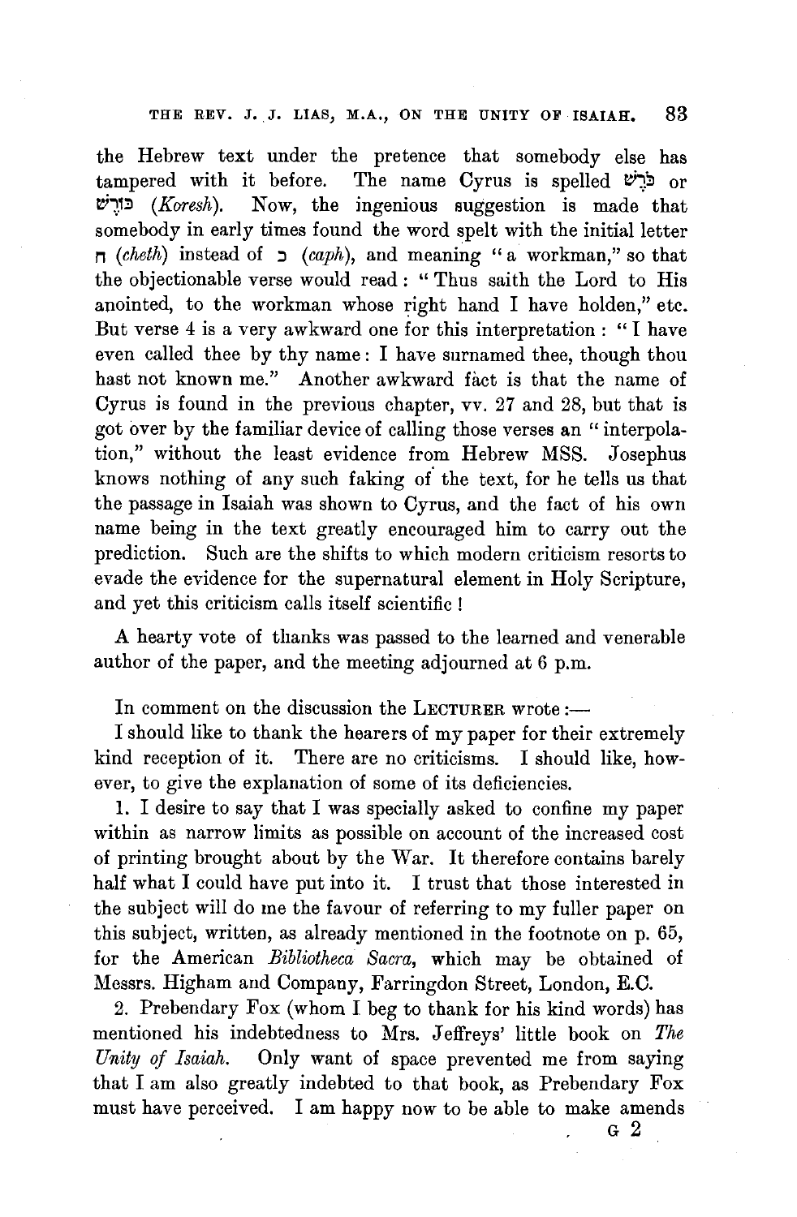the Hebrew text under the pretence that somebody else has tampered with it before. The name Cyrus is spelled כֹּרֶשׁ or כּוֹרֶשׁ (*Koresh*). Now, the ingenious suggestion is made that somebody in early times found the word spelt with the initial letter ח (*cheth*) instead of כ (*caph*), and meaning "a workman," so that the objectionable verse would read: "Thus saith the Lord to His anointed, to the workman whose right hand I have holden," etc. But verse 4 is a very awkward one for this interpretation: "I have even called thee by thy name: I have surnamed thee, though thou hast not known me." Another awkward fact is that the name of Cyrus is found in the previous chapter, vv. 27 and 28, but that is got over by the familiar device of calling those verses an "interpolation," without the least evidence from Hebrew MSS. Josephus knows nothing of any such faking of the text, for he tells us that the passage in Isaiah was shown to Cyrus, and the fact of his own name being in the text greatly encouraged him to carry out the prediction. Such are the shifts to which modern criticism resorts to evade the evidence for the supernatural element in Holy Scripture, and yet this criticism calls itself scientific!

A hearty vote of thanks was passed to the learned and venerable author of the paper, and the meeting adjourned at 6 p.m.

In comment on the discussion the LECTURER wrote:—

I should like to thank the hearers of my paper for their extremely kind reception of it. There are no criticisms. I should like, however, to give the explanation of some of its deficiencies.

1. I desire to say that I was specially asked to confine my paper within as narrow limits as possible on account of the increased cost of printing brought about by the War. It therefore contains barely half what I could have put into it. I trust that those interested in the subject will do me the favour of referring to my fuller paper on this subject, written, as already mentioned in the footnote on p. 65, for the American *Bibliotheca Sacra*, which may be obtained of Messrs. Higham and Company, Farringdon Street, London, E.C.

2. Prebendary Fox (whom I beg to thank for his kind words) has mentioned his indebtedness to Mrs. Jeffreys' little book on *The Unity of Isaiah*. Only want of space prevented me from saying that I am also greatly indebted to that book, as Prebendary Fox must have perceived. I am happy now to be able to make amends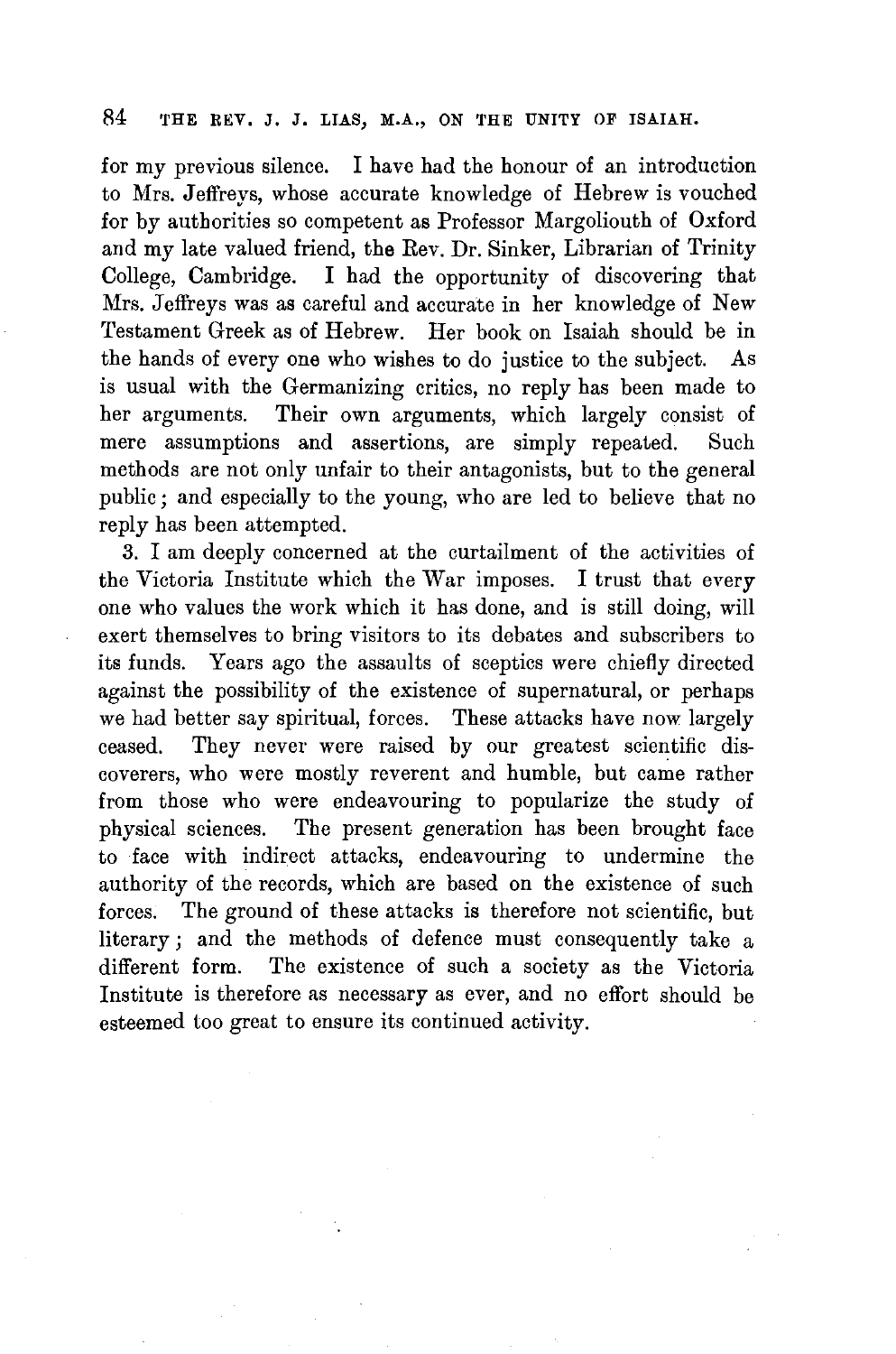for my previous silence. I have had the honour of an introduction to Mrs. Jeffreys, whose accurate knowledge of Hebrew is vouched for by authorities so competent as Professor Margoliouth of Oxford and my late valued friend, the Rev. Dr. Sinker, Librarian of Trinity College, Cambridge. I had the opportunity of discovering that Mrs. Jeffreys was as careful and accurate in her knowledge of New Testament Greek as of Hebrew. Her book on Isaiah should be in the hands of every one who wishes to do justice to the subject. As is usual with the Germanizing critics, no reply has been made to her arguments. Their own arguments, which largely consist of mere assumptions and assertions, are simply repeated. Such methods are not only unfair to their antagonists, but to the general public; and especially to the young, who are led to believe that no reply has been attempted.

3. I am deeply concerned at the curtailment of the activities of the Victoria Institute which the War imposes. I trust that every one who values the work which it has done, and is still doing, will exert themselves to bring visitors to its debates and subscribers to its funds. Years ago the assaults of sceptics were chiefly directed against the possibility of the existence of supernatural, or perhaps we had better say spiritual, forces. These attacks have now largely ceased. They never were raised by our greatest scientific discoverers, who were mostly reverent and humble, but came rather from those who were endeavouring to popularize the study of physical sciences. The present generation has been brought face to face with indirect attacks, endeavouring to undermine the authority of the records, which are based on the existence of such forces. The ground of these attacks is therefore not scientific, but literary; and the methods of defence must consequently take a different form. The existence of such a society as the Victoria Institute is therefore as necessary as ever, and no effort should be esteemed too great to ensure its continued activity.